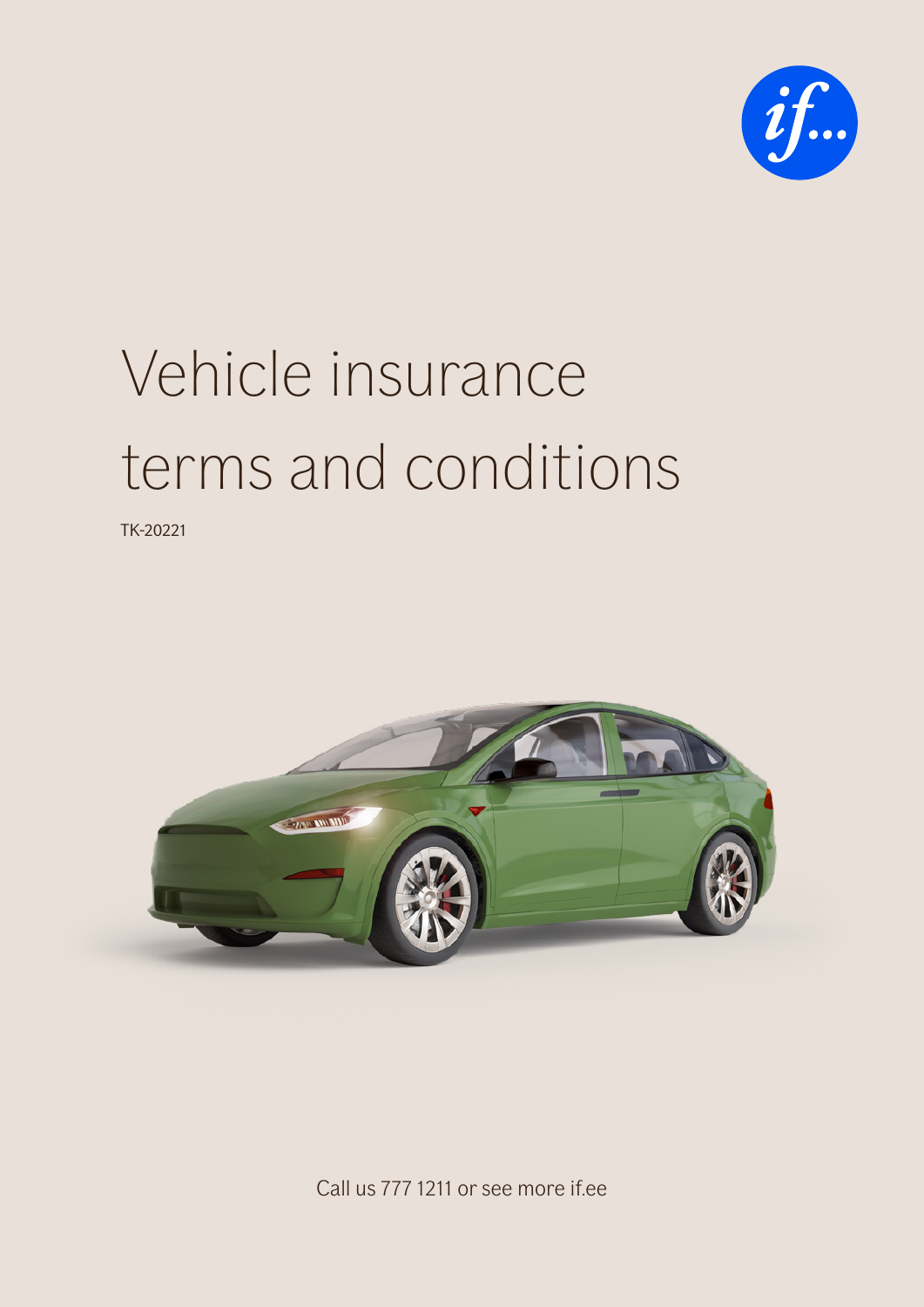# Vehicle insurance terms and conditions

TK-20221

Call us 777 1211 or see more if.ee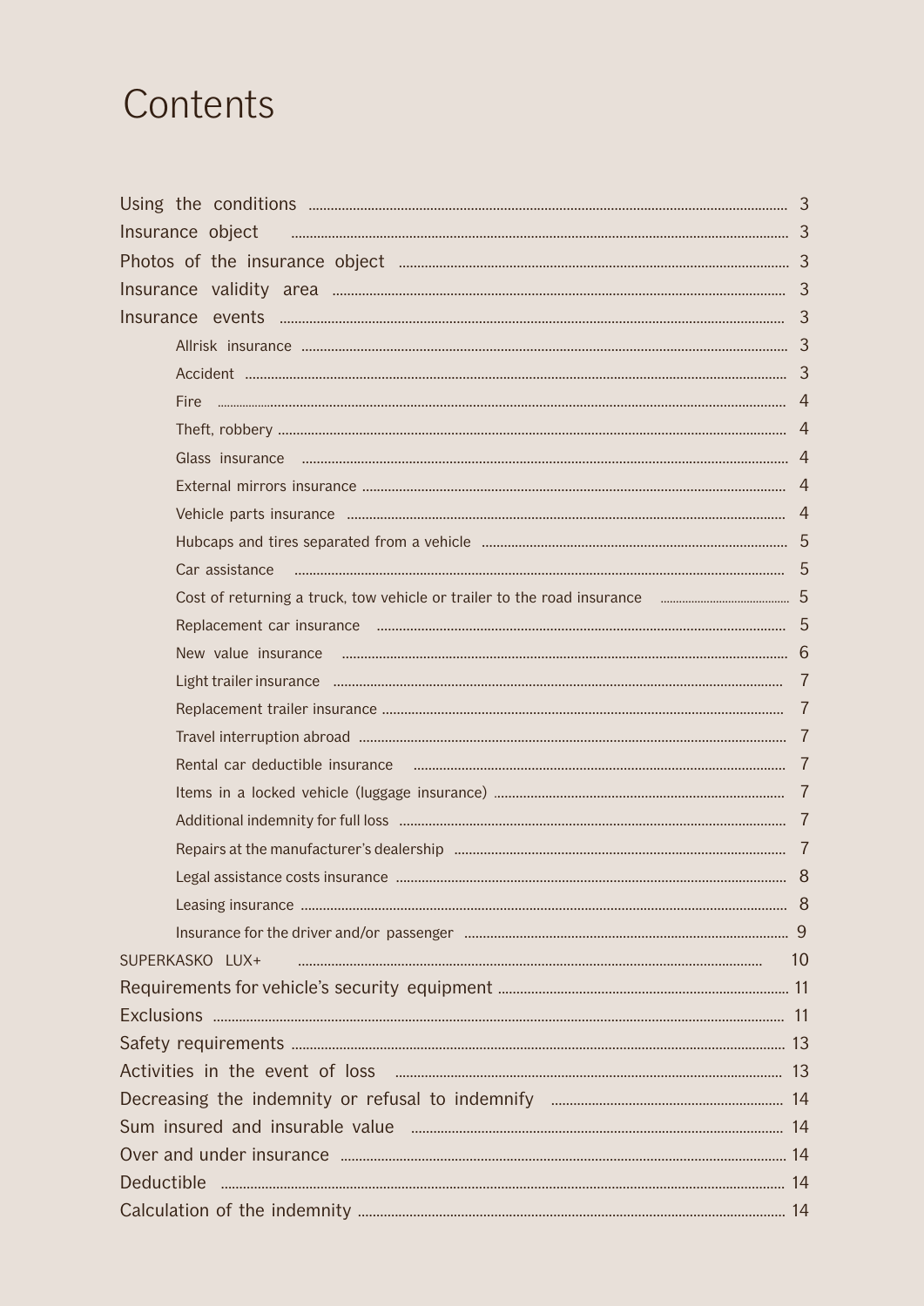# Contents

- Using the conditions ..... 3
- Insurance object ..... 3
- Photos of the insurance object ..... 3
- Insurance validity area ..... 3
- Insurance events ..... 3
  - Allrisk insurance ..... 3
  - Accident ..... 3
  - Fire ..... 4
  - Theft, robbery ..... 4
  - Glass insurance ..... 4
  - External mirrors insurance ..... 4
  - Vehicle parts insurance ..... 4
  - Hubcaps and tires separated from a vehicle ..... 5
  - Car assistance ..... 5
  - Cost of returning a truck, tow vehicle or trailer to the road insurance ..... 5
  - Replacement car insurance ..... 5
  - New value insurance ..... 6
  - Light trailer insurance ..... 7
  - Replacement trailer insurance ..... 7
  - Travel interruption abroad ..... 7
  - Rental car deductible insurance ..... 7
  - Items in a locked vehicle (luggage insurance) ..... 7
  - Additional indemnity for full loss ..... 7
  - Repairs at the manufacturer's dealership ..... 7
  - Legal assistance costs insurance ..... 8
  - Leasing insurance ..... 8
  - Insurance for the driver and/or passenger ..... 9
- SUPERKASKO LUX+ ..... 10
- Requirements for vehicle's security equipment ..... 11
- Exclusions ..... 11
- Safety requirements ..... 13
- Activities in the event of loss ..... 13
- Decreasing the indemnity or refusal to indemnify ..... 14
- Sum insured and insurable value ..... 14
- Over and under insurance ..... 14
- Deductible ..... 14
- Calculation of the indemnity ..... 14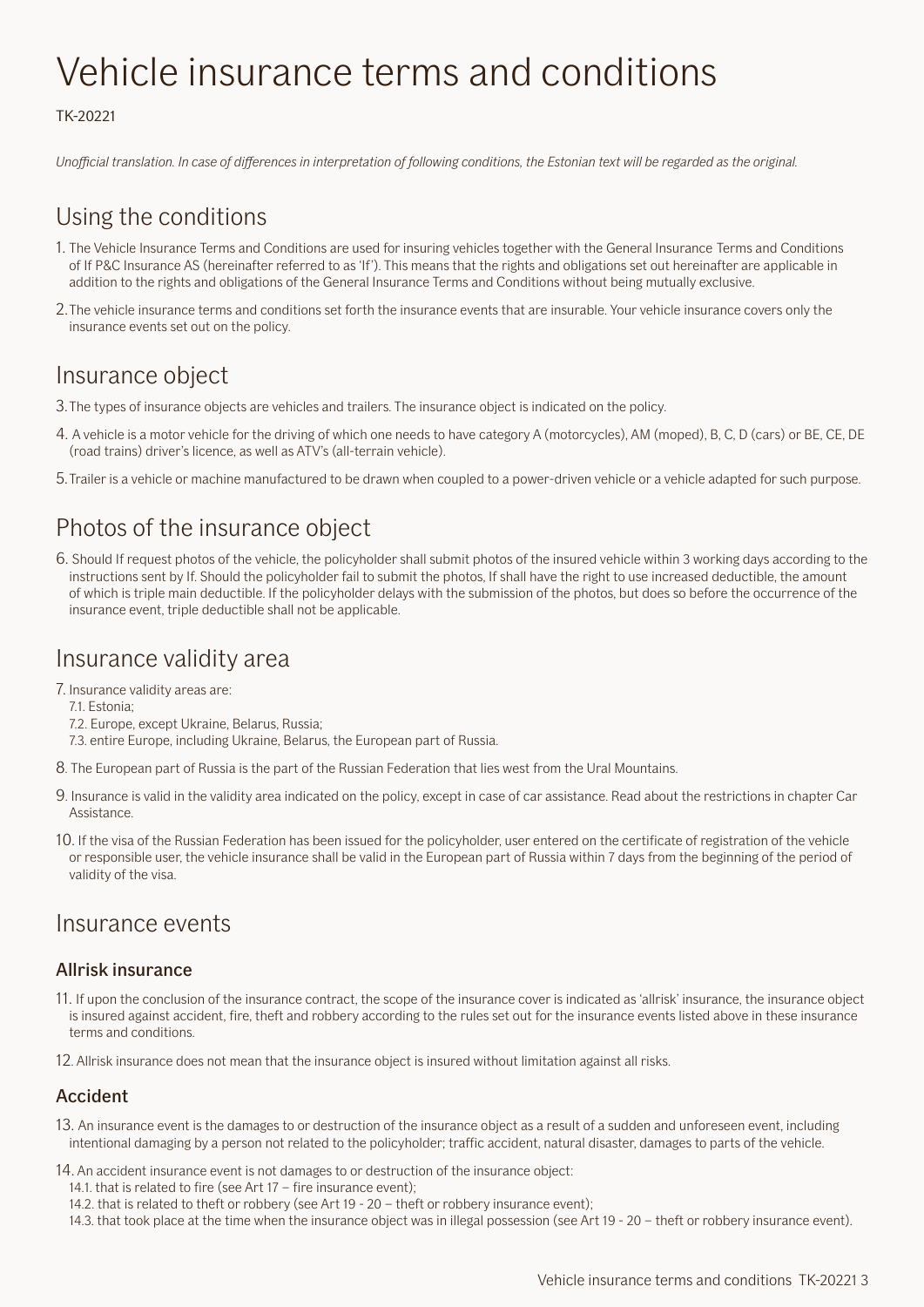# Vehicle insurance terms and conditions

TK-20221

*Unofficial translation. In case of differences in interpretation of following conditions, the Estonian text will be regarded as the original.*

## Using the conditions

1. The Vehicle Insurance Terms and Conditions are used for insuring vehicles together with the General Insurance Terms and Conditions of If P&C Insurance AS (hereinafter referred to as 'If'). This means that the rights and obligations set out hereinafter are applicable in addition to the rights and obligations of the General Insurance Terms and Conditions without being mutually exclusive.
2. The vehicle insurance terms and conditions set forth the insurance events that are insurable. Your vehicle insurance covers only the insurance events set out on the policy.

## Insurance object

3. The types of insurance objects are vehicles and trailers. The insurance object is indicated on the policy.
4. A vehicle is a motor vehicle for the driving of which one needs to have category A (motorcycles), AM (moped), B, C, D (cars) or BE, CE, DE (road trains) driver's licence, as well as ATV's (all-terrain vehicle).
5. Trailer is a vehicle or machine manufactured to be drawn when coupled to a power-driven vehicle or a vehicle adapted for such purpose.

## Photos of the insurance object

6. Should If request photos of the vehicle, the policyholder shall submit photos of the insured vehicle within 3 working days according to the instructions sent by If. Should the policyholder fail to submit the photos, If shall have the right to use increased deductible, the amount of which is triple main deductible. If the policyholder delays with the submission of the photos, but does so before the occurrence of the insurance event, triple deductible shall not be applicable.

## Insurance validity area

7. Insurance validity areas are:
   7.1. Estonia;
   7.2. Europe, except Ukraine, Belarus, Russia;
   7.3. entire Europe, including Ukraine, Belarus, the European part of Russia.
8. The European part of Russia is the part of the Russian Federation that lies west from the Ural Mountains.
9. Insurance is valid in the validity area indicated on the policy, except in case of car assistance. Read about the restrictions in chapter Car Assistance.
10. If the visa of the Russian Federation has been issued for the policyholder, user entered on the certificate of registration of the vehicle or responsible user, the vehicle insurance shall be valid in the European part of Russia within 7 days from the beginning of the period of validity of the visa.

## Insurance events

### Allrisk insurance

11. If upon the conclusion of the insurance contract, the scope of the insurance cover is indicated as 'allrisk' insurance, the insurance object is insured against accident, fire, theft and robbery according to the rules set out for the insurance events listed above in these insurance terms and conditions.
12. Allrisk insurance does not mean that the insurance object is insured without limitation against all risks.

### Accident

13. An insurance event is the damages to or destruction of the insurance object as a result of a sudden and unforeseen event, including intentional damaging by a person not related to the policyholder; traffic accident, natural disaster, damages to parts of the vehicle.
14. An accident insurance event is not damages to or destruction of the insurance object:
   14.1. that is related to fire (see Art 17 – fire insurance event);
   14.2. that is related to theft or robbery (see Art 19 - 20 – theft or robbery insurance event);
   14.3. that took place at the time when the insurance object was in illegal possession (see Art 19 - 20 – theft or robbery insurance event).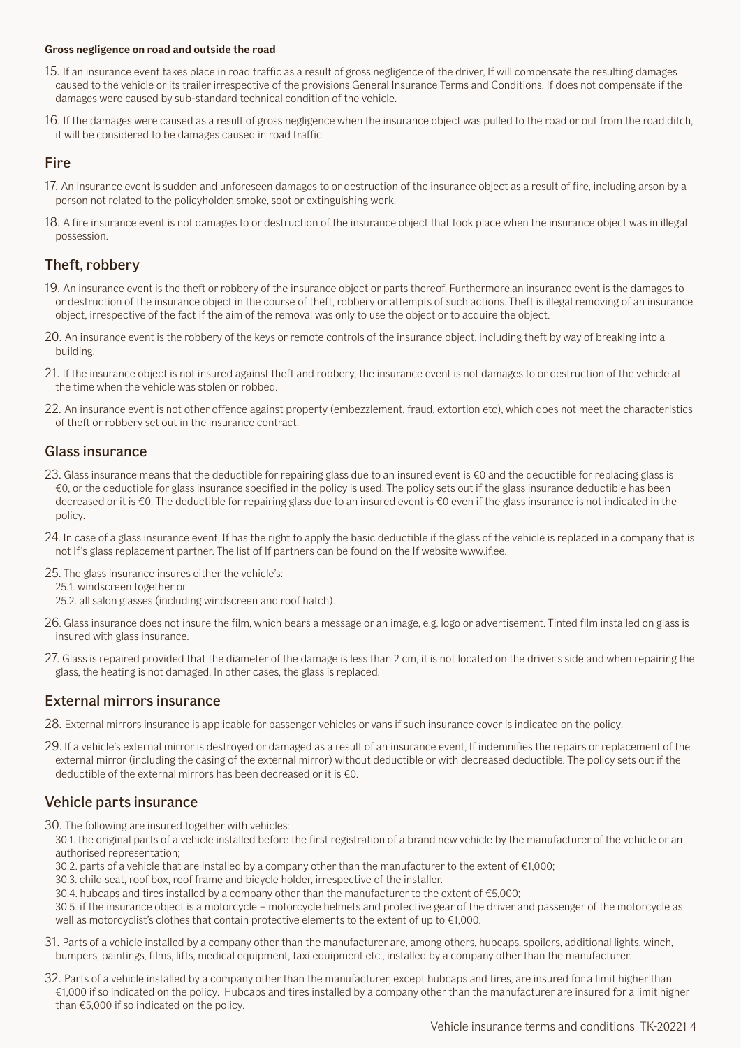**Gross negligence on road and outside the road**

15. If an insurance event takes place in road traffic as a result of gross negligence of the driver, If will compensate the resulting damages caused to the vehicle or its trailer irrespective of the provisions General Insurance Terms and Conditions. If does not compensate if the damages were caused by sub-standard technical condition of the vehicle.

16. If the damages were caused as a result of gross negligence when the insurance object was pulled to the road or out from the road ditch, it will be considered to be damages caused in road traffic.

## Fire

17. An insurance event is sudden and unforeseen damages to or destruction of the insurance object as a result of fire, including arson by a person not related to the policyholder, smoke, soot or extinguishing work.

18. A fire insurance event is not damages to or destruction of the insurance object that took place when the insurance object was in illegal possession.

## Theft, robbery

19. An insurance event is the theft or robbery of the insurance object or parts thereof. Furthermore,an insurance event is the damages to or destruction of the insurance object in the course of theft, robbery or attempts of such actions. Theft is illegal removing of an insurance object, irrespective of the fact if the aim of the removal was only to use the object or to acquire the object.

20. An insurance event is the robbery of the keys or remote controls of the insurance object, including theft by way of breaking into a building.

21. If the insurance object is not insured against theft and robbery, the insurance event is not damages to or destruction of the vehicle at the time when the vehicle was stolen or robbed.

22. An insurance event is not other offence against property (embezzlement, fraud, extortion etc), which does not meet the characteristics of theft or robbery set out in the insurance contract.

## Glass insurance

23. Glass insurance means that the deductible for repairing glass due to an insured event is €0 and the deductible for replacing glass is €0, or the deductible for glass insurance specified in the policy is used. The policy sets out if the glass insurance deductible has been decreased or it is €0. The deductible for repairing glass due to an insured event is €0 even if the glass insurance is not indicated in the policy.

24. In case of a glass insurance event, If has the right to apply the basic deductible if the glass of the vehicle is replaced in a company that is not If's glass replacement partner. The list of If partners can be found on the If website www.if.ee.

25. The glass insurance insures either the vehicle's:
 25.1. windscreen together or
 25.2. all salon glasses (including windscreen and roof hatch).

26. Glass insurance does not insure the film, which bears a message or an image, e.g. logo or advertisement. Tinted film installed on glass is insured with glass insurance.

27. Glass is repaired provided that the diameter of the damage is less than 2 cm, it is not located on the driver's side and when repairing the glass, the heating is not damaged. In other cases, the glass is replaced.

## External mirrors insurance

28. External mirrors insurance is applicable for passenger vehicles or vans if such insurance cover is indicated on the policy.

29. If a vehicle's external mirror is destroyed or damaged as a result of an insurance event, If indemnifies the repairs or replacement of the external mirror (including the casing of the external mirror) without deductible or with decreased deductible. The policy sets out if the deductible of the external mirrors has been decreased or it is €0.

## Vehicle parts insurance

30. The following are insured together with vehicles:
 30.1. the original parts of a vehicle installed before the first registration of a brand new vehicle by the manufacturer of the vehicle or an authorised representation;
 30.2. parts of a vehicle that are installed by a company other than the manufacturer to the extent of €1,000;
 30.3. child seat, roof box, roof frame and bicycle holder, irrespective of the installer.
 30.4. hubcaps and tires installed by a company other than the manufacturer to the extent of €5,000;
 30.5. if the insurance object is a motorcycle – motorcycle helmets and protective gear of the driver and passenger of the motorcycle as well as motorcyclist's clothes that contain protective elements to the extent of up to €1,000.

31. Parts of a vehicle installed by a company other than the manufacturer are, among others, hubcaps, spoilers, additional lights, winch, bumpers, paintings, films, lifts, medical equipment, taxi equipment etc., installed by a company other than the manufacturer.

32. Parts of a vehicle installed by a company other than the manufacturer, except hubcaps and tires, are insured for a limit higher than €1,000 if so indicated on the policy. Hubcaps and tires installed by a company other than the manufacturer are insured for a limit higher than €5,000 if so indicated on the policy.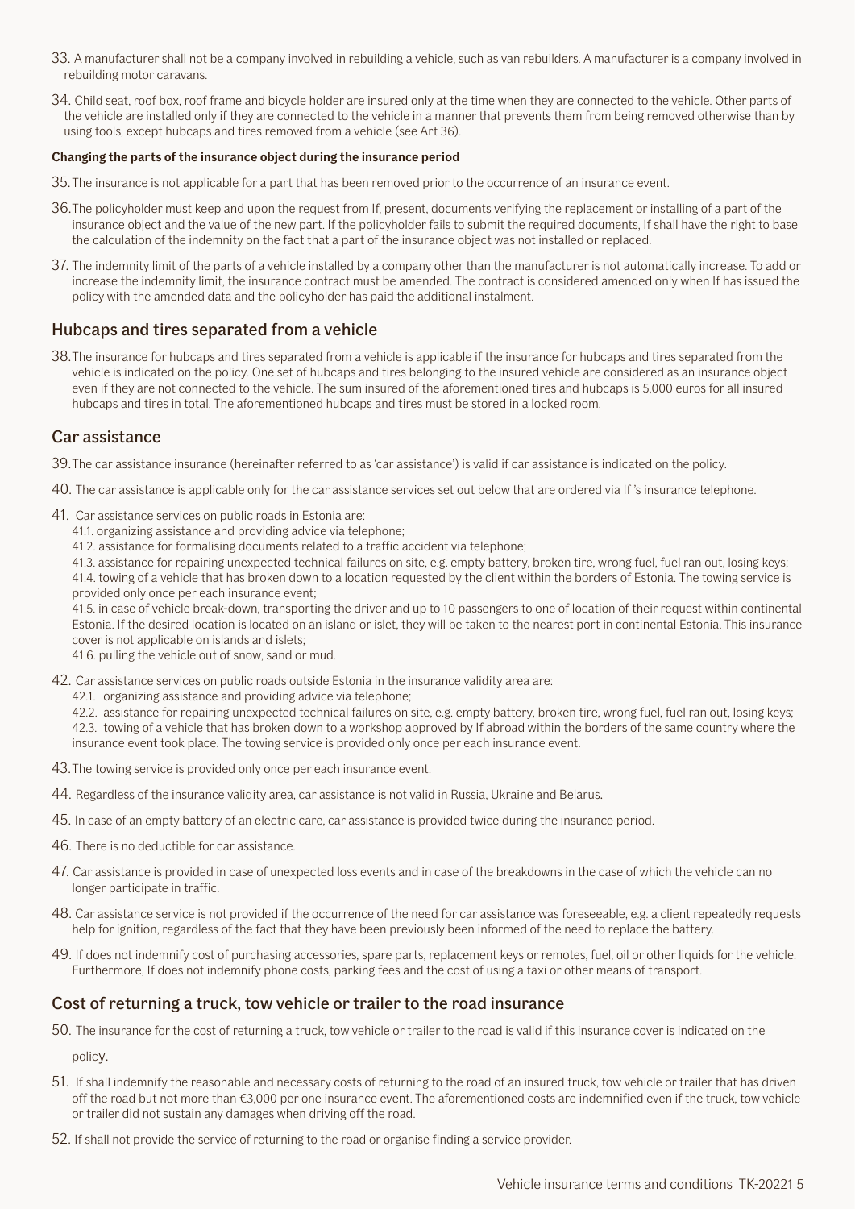33. A manufacturer shall not be a company involved in rebuilding a vehicle, such as van rebuilders. A manufacturer is a company involved in rebuilding motor caravans.

34. Child seat, roof box, roof frame and bicycle holder are insured only at the time when they are connected to the vehicle. Other parts of the vehicle are installed only if they are connected to the vehicle in a manner that prevents them from being removed otherwise than by using tools, except hubcaps and tires removed from a vehicle (see Art 36).

**Changing the parts of the insurance object during the insurance period**

35. The insurance is not applicable for a part that has been removed prior to the occurrence of an insurance event.

36. The policyholder must keep and upon the request from If, present, documents verifying the replacement or installing of a part of the insurance object and the value of the new part. If the policyholder fails to submit the required documents, If shall have the right to base the calculation of the indemnity on the fact that a part of the insurance object was not installed or replaced.

37. The indemnity limit of the parts of a vehicle installed by a company other than the manufacturer is not automatically increase. To add or increase the indemnity limit, the insurance contract must be amended. The contract is considered amended only when If has issued the policy with the amended data and the policyholder has paid the additional instalment.

## Hubcaps and tires separated from a vehicle

38. The insurance for hubcaps and tires separated from a vehicle is applicable if the insurance for hubcaps and tires separated from the vehicle is indicated on the policy. One set of hubcaps and tires belonging to the insured vehicle are considered as an insurance object even if they are not connected to the vehicle. The sum insured of the aforementioned tires and hubcaps is 5,000 euros for all insured hubcaps and tires in total. The aforementioned hubcaps and tires must be stored in a locked room.

## Car assistance

39. The car assistance insurance (hereinafter referred to as 'car assistance') is valid if car assistance is indicated on the policy.

40. The car assistance is applicable only for the car assistance services set out below that are ordered via If 's insurance telephone.

41. Car assistance services on public roads in Estonia are:
   41.1. organizing assistance and providing advice via telephone;
   41.2. assistance for formalising documents related to a traffic accident via telephone;
   41.3. assistance for repairing unexpected technical failures on site, e.g. empty battery, broken tire, wrong fuel, fuel ran out, losing keys;
   41.4. towing of a vehicle that has broken down to a location requested by the client within the borders of Estonia. The towing service is provided only once per each insurance event;
   41.5. in case of vehicle break-down, transporting the driver and up to 10 passengers to one of location of their request within continental Estonia. If the desired location is located on an island or islet, they will be taken to the nearest port in continental Estonia. This insurance cover is not applicable on islands and islets;
   41.6. pulling the vehicle out of snow, sand or mud.

42. Car assistance services on public roads outside Estonia in the insurance validity area are:
   42.1. organizing assistance and providing advice via telephone;
   42.2. assistance for repairing unexpected technical failures on site, e.g. empty battery, broken tire, wrong fuel, fuel ran out, losing keys;
   42.3. towing of a vehicle that has broken down to a workshop approved by If abroad within the borders of the same country where the insurance event took place. The towing service is provided only once per each insurance event.

43. The towing service is provided only once per each insurance event.

44. Regardless of the insurance validity area, car assistance is not valid in Russia, Ukraine and Belarus.

45. In case of an empty battery of an electric care, car assistance is provided twice during the insurance period.

46. There is no deductible for car assistance.

47. Car assistance is provided in case of unexpected loss events and in case of the breakdowns in the case of which the vehicle can no longer participate in traffic.

48. Car assistance service is not provided if the occurrence of the need for car assistance was foreseeable, e.g. a client repeatedly requests help for ignition, regardless of the fact that they have been previously been informed of the need to replace the battery.

49. If does not indemnify cost of purchasing accessories, spare parts, replacement keys or remotes, fuel, oil or other liquids for the vehicle. Furthermore, If does not indemnify phone costs, parking fees and the cost of using a taxi or other means of transport.

## Cost of returning a truck, tow vehicle or trailer to the road insurance

50. The insurance for the cost of returning a truck, tow vehicle or trailer to the road is valid if this insurance cover is indicated on the policy.

51. If shall indemnify the reasonable and necessary costs of returning to the road of an insured truck, tow vehicle or trailer that has driven off the road but not more than €3,000 per one insurance event. The aforementioned costs are indemnified even if the truck, tow vehicle or trailer did not sustain any damages when driving off the road.

52. If shall not provide the service of returning to the road or organise finding a service provider.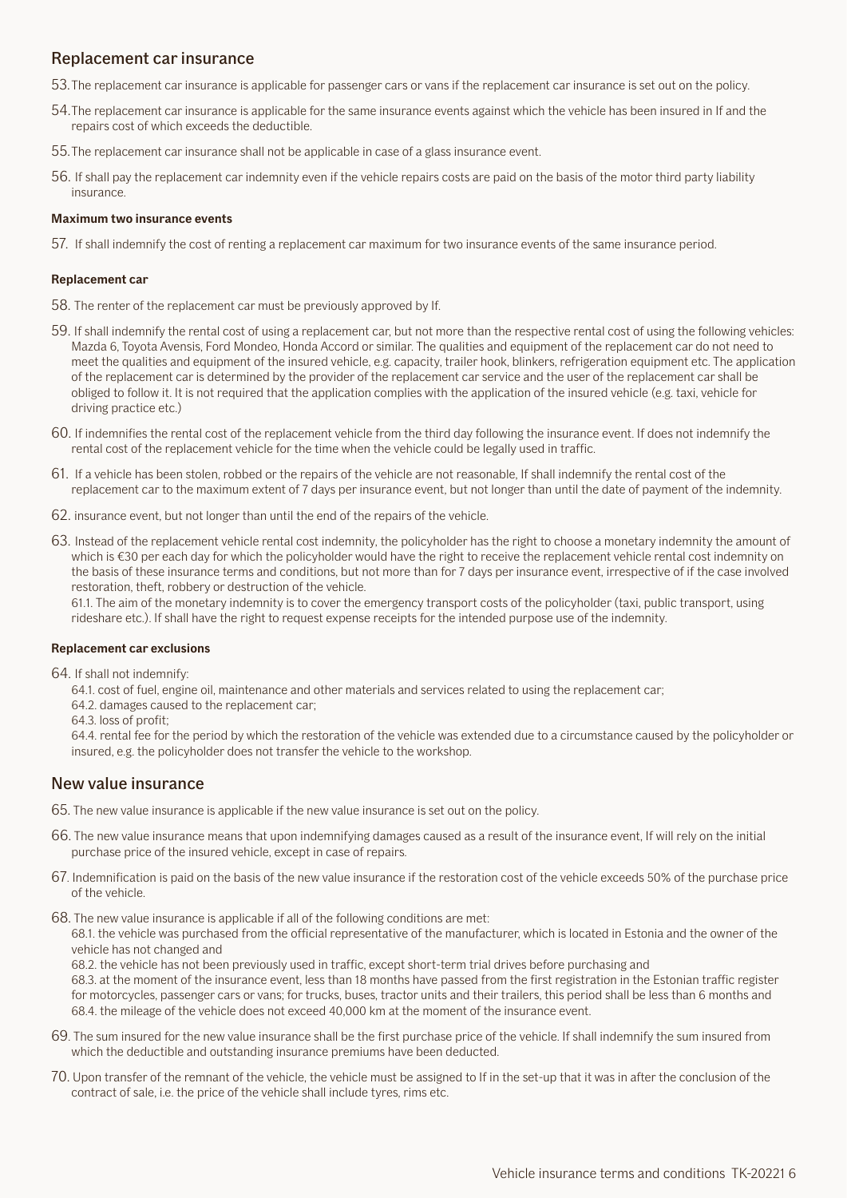## Replacement car insurance

53. The replacement car insurance is applicable for passenger cars or vans if the replacement car insurance is set out on the policy.

54. The replacement car insurance is applicable for the same insurance events against which the vehicle has been insured in If and the repairs cost of which exceeds the deductible.

55. The replacement car insurance shall not be applicable in case of a glass insurance event.

56. If shall pay the replacement car indemnity even if the vehicle repairs costs are paid on the basis of the motor third party liability insurance.

#### Maximum two insurance events

57. If shall indemnify the cost of renting a replacement car maximum for two insurance events of the same insurance period.

#### Replacement car

58. The renter of the replacement car must be previously approved by If.

59. If shall indemnify the rental cost of using a replacement car, but not more than the respective rental cost of using the following vehicles: Mazda 6, Toyota Avensis, Ford Mondeo, Honda Accord or similar. The qualities and equipment of the replacement car do not need to meet the qualities and equipment of the insured vehicle, e.g. capacity, trailer hook, blinkers, refrigeration equipment etc. The application of the replacement car is determined by the provider of the replacement car service and the user of the replacement car shall be obliged to follow it. It is not required that the application complies with the application of the insured vehicle (e.g. taxi, vehicle for driving practice etc.)

60. If indemnifies the rental cost of the replacement vehicle from the third day following the insurance event. If does not indemnify the rental cost of the replacement vehicle for the time when the vehicle could be legally used in traffic.

61. If a vehicle has been stolen, robbed or the repairs of the vehicle are not reasonable, If shall indemnify the rental cost of the replacement car to the maximum extent of 7 days per insurance event, but not longer than until the date of payment of the indemnity.

62. insurance event, but not longer than until the end of the repairs of the vehicle.

63. Instead of the replacement vehicle rental cost indemnity, the policyholder has the right to choose a monetary indemnity the amount of which is €30 per each day for which the policyholder would have the right to receive the replacement vehicle rental cost indemnity on the basis of these insurance terms and conditions, but not more than for 7 days per insurance event, irrespective of if the case involved restoration, theft, robbery or destruction of the vehicle.
   61.1. The aim of the monetary indemnity is to cover the emergency transport costs of the policyholder (taxi, public transport, using rideshare etc.). If shall have the right to request expense receipts for the intended purpose use of the indemnity.

#### Replacement car exclusions

64. If shall not indemnify:
   64.1. cost of fuel, engine oil, maintenance and other materials and services related to using the replacement car;
   64.2. damages caused to the replacement car;
   64.3. loss of profit;
   64.4. rental fee for the period by which the restoration of the vehicle was extended due to a circumstance caused by the policyholder or insured, e.g. the policyholder does not transfer the vehicle to the workshop.

## New value insurance

65. The new value insurance is applicable if the new value insurance is set out on the policy.

66. The new value insurance means that upon indemnifying damages caused as a result of the insurance event, If will rely on the initial purchase price of the insured vehicle, except in case of repairs.

67. Indemnification is paid on the basis of the new value insurance if the restoration cost of the vehicle exceeds 50% of the purchase price of the vehicle.

68. The new value insurance is applicable if all of the following conditions are met:
   68.1. the vehicle was purchased from the official representative of the manufacturer, which is located in Estonia and the owner of the vehicle has not changed and
   68.2. the vehicle has not been previously used in traffic, except short-term trial drives before purchasing and
   68.3. at the moment of the insurance event, less than 18 months have passed from the first registration in the Estonian traffic register for motorcycles, passenger cars or vans; for trucks, buses, tractor units and their trailers, this period shall be less than 6 months and
   68.4. the mileage of the vehicle does not exceed 40,000 km at the moment of the insurance event.

69. The sum insured for the new value insurance shall be the first purchase price of the vehicle. If shall indemnify the sum insured from which the deductible and outstanding insurance premiums have been deducted.

70. Upon transfer of the remnant of the vehicle, the vehicle must be assigned to If in the set-up that it was in after the conclusion of the contract of sale, i.e. the price of the vehicle shall include tyres, rims etc.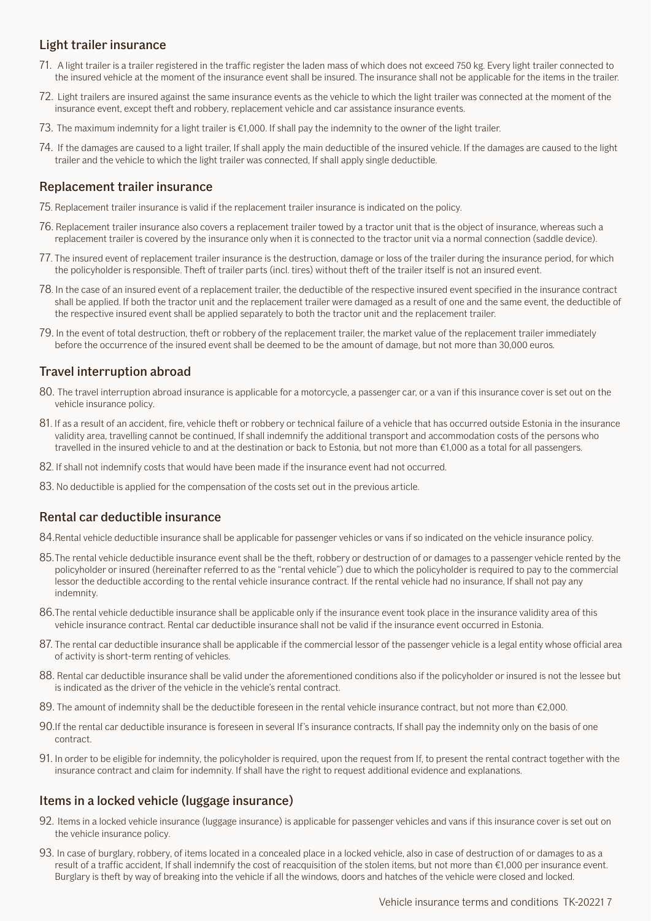## Light trailer insurance

71. A light trailer is a trailer registered in the traffic register the laden mass of which does not exceed 750 kg. Every light trailer connected to the insured vehicle at the moment of the insurance event shall be insured. The insurance shall not be applicable for the items in the trailer.

72. Light trailers are insured against the same insurance events as the vehicle to which the light trailer was connected at the moment of the insurance event, except theft and robbery, replacement vehicle and car assistance insurance events.

73. The maximum indemnity for a light trailer is €1,000. If shall pay the indemnity to the owner of the light trailer.

74. If the damages are caused to a light trailer, If shall apply the main deductible of the insured vehicle. If the damages are caused to the light trailer and the vehicle to which the light trailer was connected, If shall apply single deductible.

## Replacement trailer insurance

75. Replacement trailer insurance is valid if the replacement trailer insurance is indicated on the policy.

76. Replacement trailer insurance also covers a replacement trailer towed by a tractor unit that is the object of insurance, whereas such a replacement trailer is covered by the insurance only when it is connected to the tractor unit via a normal connection (saddle device).

77. The insured event of replacement trailer insurance is the destruction, damage or loss of the trailer during the insurance period, for which the policyholder is responsible. Theft of trailer parts (incl. tires) without theft of the trailer itself is not an insured event.

78. In the case of an insured event of a replacement trailer, the deductible of the respective insured event specified in the insurance contract shall be applied. If both the tractor unit and the replacement trailer were damaged as a result of one and the same event, the deductible of the respective insured event shall be applied separately to both the tractor unit and the replacement trailer.

79. In the event of total destruction, theft or robbery of the replacement trailer, the market value of the replacement trailer immediately before the occurrence of the insured event shall be deemed to be the amount of damage, but not more than 30,000 euros.

## Travel interruption abroad

80. The travel interruption abroad insurance is applicable for a motorcycle, a passenger car, or a van if this insurance cover is set out on the vehicle insurance policy.

81. If as a result of an accident, fire, vehicle theft or robbery or technical failure of a vehicle that has occurred outside Estonia in the insurance validity area, travelling cannot be continued, If shall indemnify the additional transport and accommodation costs of the persons who travelled in the insured vehicle to and at the destination or back to Estonia, but not more than €1,000 as a total for all passengers.

82. If shall not indemnify costs that would have been made if the insurance event had not occurred.

83. No deductible is applied for the compensation of the costs set out in the previous article.

## Rental car deductible insurance

84. Rental vehicle deductible insurance shall be applicable for passenger vehicles or vans if so indicated on the vehicle insurance policy.

85. The rental vehicle deductible insurance event shall be the theft, robbery or destruction of or damages to a passenger vehicle rented by the policyholder or insured (hereinafter referred to as the "rental vehicle") due to which the policyholder is required to pay to the commercial lessor the deductible according to the rental vehicle insurance contract. If the rental vehicle had no insurance, If shall not pay any indemnity.

86. The rental vehicle deductible insurance shall be applicable only if the insurance event took place in the insurance validity area of this vehicle insurance contract. Rental car deductible insurance shall not be valid if the insurance event occurred in Estonia.

87. The rental car deductible insurance shall be applicable if the commercial lessor of the passenger vehicle is a legal entity whose official area of activity is short-term renting of vehicles.

88. Rental car deductible insurance shall be valid under the aforementioned conditions also if the policyholder or insured is not the lessee but is indicated as the driver of the vehicle in the vehicle's rental contract.

89. The amount of indemnity shall be the deductible foreseen in the rental vehicle insurance contract, but not more than €2,000.

90. If the rental car deductible insurance is foreseen in several If's insurance contracts, If shall pay the indemnity only on the basis of one contract.

91. In order to be eligible for indemnity, the policyholder is required, upon the request from If, to present the rental contract together with the insurance contract and claim for indemnity. If shall have the right to request additional evidence and explanations.

## Items in a locked vehicle (luggage insurance)

92. Items in a locked vehicle insurance (luggage insurance) is applicable for passenger vehicles and vans if this insurance cover is set out on the vehicle insurance policy.

93. In case of burglary, robbery, of items located in a concealed place in a locked vehicle, also in case of destruction of or damages to as a result of a traffic accident, If shall indemnify the cost of reacquisition of the stolen items, but not more than €1,000 per insurance event. Burglary is theft by way of breaking into the vehicle if all the windows, doors and hatches of the vehicle were closed and locked.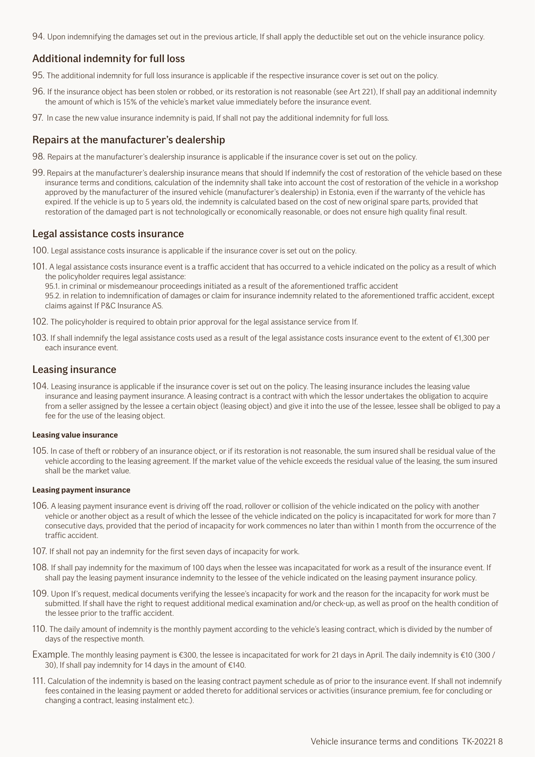94. Upon indemnifying the damages set out in the previous article, If shall apply the deductible set out on the vehicle insurance policy.

## Additional indemnity for full loss

95. The additional indemnity for full loss insurance is applicable if the respective insurance cover is set out on the policy.

96. If the insurance object has been stolen or robbed, or its restoration is not reasonable (see Art 221), If shall pay an additional indemnity the amount of which is 15% of the vehicle's market value immediately before the insurance event.

97. In case the new value insurance indemnity is paid, If shall not pay the additional indemnity for full loss.

## Repairs at the manufacturer's dealership

98. Repairs at the manufacturer's dealership insurance is applicable if the insurance cover is set out on the policy.

99. Repairs at the manufacturer's dealership insurance means that should If indemnify the cost of restoration of the vehicle based on these insurance terms and conditions, calculation of the indemnity shall take into account the cost of restoration of the vehicle in a workshop approved by the manufacturer of the insured vehicle (manufacturer's dealership) in Estonia, even if the warranty of the vehicle has expired. If the vehicle is up to 5 years old, the indemnity is calculated based on the cost of new original spare parts, provided that restoration of the damaged part is not technologically or economically reasonable, or does not ensure high quality final result.

## Legal assistance costs insurance

100. Legal assistance costs insurance is applicable if the insurance cover is set out on the policy.

101. A legal assistance costs insurance event is a traffic accident that has occurred to a vehicle indicated on the policy as a result of which the policyholder requires legal assistance:
95.1. in criminal or misdemeanour proceedings initiated as a result of the aforementioned traffic accident
95.2. in relation to indemnification of damages or claim for insurance indemnity related to the aforementioned traffic accident, except claims against If P&C Insurance AS.

102. The policyholder is required to obtain prior approval for the legal assistance service from If.

103. If shall indemnify the legal assistance costs used as a result of the legal assistance costs insurance event to the extent of €1,300 per each insurance event.

## Leasing insurance

104. Leasing insurance is applicable if the insurance cover is set out on the policy. The leasing insurance includes the leasing value insurance and leasing payment insurance. A leasing contract is a contract with which the lessor undertakes the obligation to acquire from a seller assigned by the lessee a certain object (leasing object) and give it into the use of the lessee, lessee shall be obliged to pay a fee for the use of the leasing object.

#### Leasing value insurance

105. In case of theft or robbery of an insurance object, or if its restoration is not reasonable, the sum insured shall be residual value of the vehicle according to the leasing agreement. If the market value of the vehicle exceeds the residual value of the leasing, the sum insured shall be the market value.

#### Leasing payment insurance

106. A leasing payment insurance event is driving off the road, rollover or collision of the vehicle indicated on the policy with another vehicle or another object as a result of which the lessee of the vehicle indicated on the policy is incapacitated for work for more than 7 consecutive days, provided that the period of incapacity for work commences no later than within 1 month from the occurrence of the traffic accident.

107. If shall not pay an indemnity for the first seven days of incapacity for work.

108. If shall pay indemnity for the maximum of 100 days when the lessee was incapacitated for work as a result of the insurance event. If shall pay the leasing payment insurance indemnity to the lessee of the vehicle indicated on the leasing payment insurance policy.

109. Upon If's request, medical documents verifying the lessee's incapacity for work and the reason for the incapacity for work must be submitted. If shall have the right to request additional medical examination and/or check-up, as well as proof on the health condition of the lessee prior to the traffic accident.

110. The daily amount of indemnity is the monthly payment according to the vehicle's leasing contract, which is divided by the number of days of the respective month.

Example. The monthly leasing payment is €300, the lessee is incapacitated for work for 21 days in April. The daily indemnity is €10 (300 / 30), If shall pay indemnity for 14 days in the amount of €140.

111. Calculation of the indemnity is based on the leasing contract payment schedule as of prior to the insurance event. If shall not indemnify fees contained in the leasing payment or added thereto for additional services or activities (insurance premium, fee for concluding or changing a contract, leasing instalment etc.).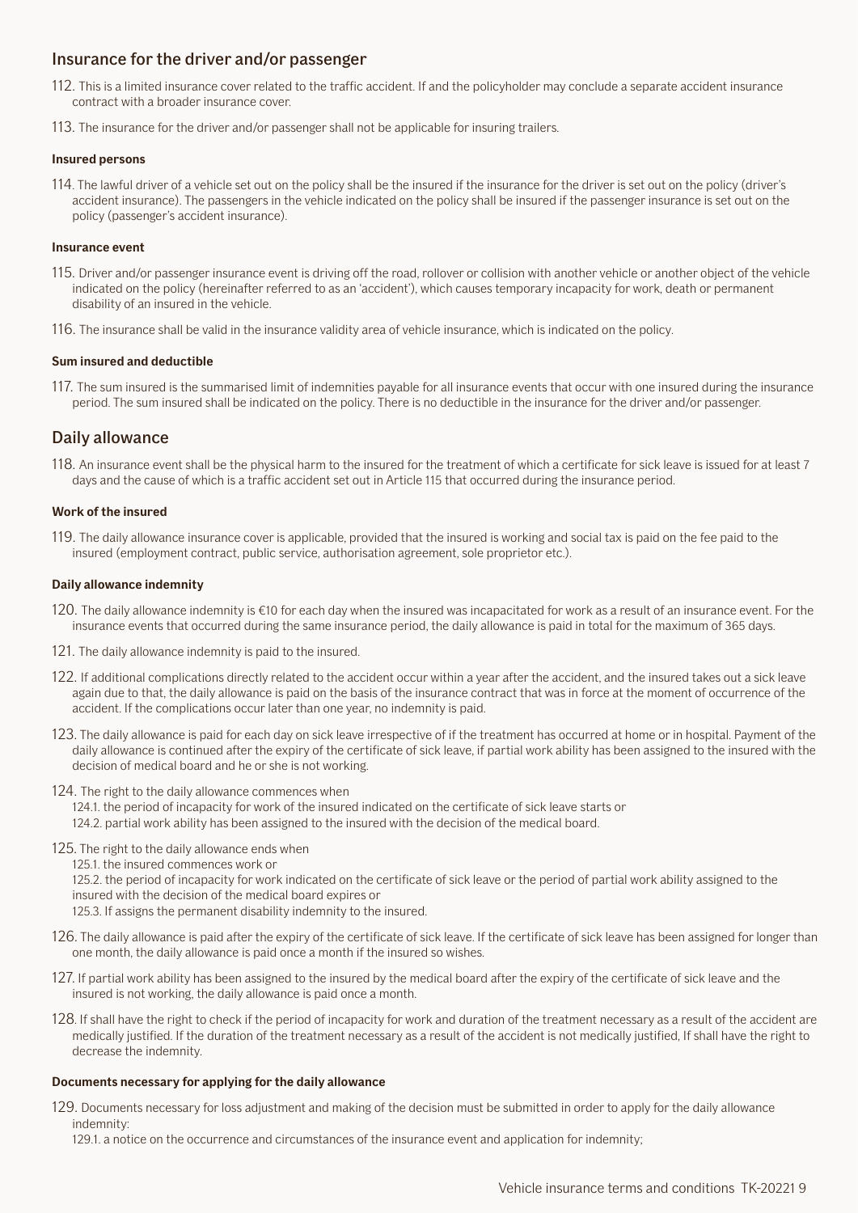## Insurance for the driver and/or passenger

112. This is a limited insurance cover related to the traffic accident. If and the policyholder may conclude a separate accident insurance contract with a broader insurance cover.

113. The insurance for the driver and/or passenger shall not be applicable for insuring trailers.

#### Insured persons

114. The lawful driver of a vehicle set out on the policy shall be the insured if the insurance for the driver is set out on the policy (driver's accident insurance). The passengers in the vehicle indicated on the policy shall be insured if the passenger insurance is set out on the policy (passenger's accident insurance).

#### Insurance event

115. Driver and/or passenger insurance event is driving off the road, rollover or collision with another vehicle or another object of the vehicle indicated on the policy (hereinafter referred to as an 'accident'), which causes temporary incapacity for work, death or permanent disability of an insured in the vehicle.

116. The insurance shall be valid in the insurance validity area of vehicle insurance, which is indicated on the policy.

#### Sum insured and deductible

117. The sum insured is the summarised limit of indemnities payable for all insurance events that occur with one insured during the insurance period. The sum insured shall be indicated on the policy. There is no deductible in the insurance for the driver and/or passenger.

## Daily allowance

118. An insurance event shall be the physical harm to the insured for the treatment of which a certificate for sick leave is issued for at least 7 days and the cause of which is a traffic accident set out in Article 115 that occurred during the insurance period.

#### Work of the insured

119. The daily allowance insurance cover is applicable, provided that the insured is working and social tax is paid on the fee paid to the insured (employment contract, public service, authorisation agreement, sole proprietor etc.).

#### Daily allowance indemnity

120. The daily allowance indemnity is €10 for each day when the insured was incapacitated for work as a result of an insurance event. For the insurance events that occurred during the same insurance period, the daily allowance is paid in total for the maximum of 365 days.

121. The daily allowance indemnity is paid to the insured.

122. If additional complications directly related to the accident occur within a year after the accident, and the insured takes out a sick leave again due to that, the daily allowance is paid on the basis of the insurance contract that was in force at the moment of occurrence of the accident. If the complications occur later than one year, no indemnity is paid.

123. The daily allowance is paid for each day on sick leave irrespective of if the treatment has occurred at home or in hospital. Payment of the daily allowance is continued after the expiry of the certificate of sick leave, if partial work ability has been assigned to the insured with the decision of medical board and he or she is not working.

124. The right to the daily allowance commences when
124.1. the period of incapacity for work of the insured indicated on the certificate of sick leave starts or
124.2. partial work ability has been assigned to the insured with the decision of the medical board.

125. The right to the daily allowance ends when
125.1. the insured commences work or
125.2. the period of incapacity for work indicated on the certificate of sick leave or the period of partial work ability assigned to the insured with the decision of the medical board expires or
125.3. If assigns the permanent disability indemnity to the insured.

126. The daily allowance is paid after the expiry of the certificate of sick leave. If the certificate of sick leave has been assigned for longer than one month, the daily allowance is paid once a month if the insured so wishes.

127. If partial work ability has been assigned to the insured by the medical board after the expiry of the certificate of sick leave and the insured is not working, the daily allowance is paid once a month.

128. If shall have the right to check if the period of incapacity for work and duration of the treatment necessary as a result of the accident are medically justified. If the duration of the treatment necessary as a result of the accident is not medically justified, If shall have the right to decrease the indemnity.

#### Documents necessary for applying for the daily allowance

129. Documents necessary for loss adjustment and making of the decision must be submitted in order to apply for the daily allowance indemnity:
129.1. a notice on the occurrence and circumstances of the insurance event and application for indemnity;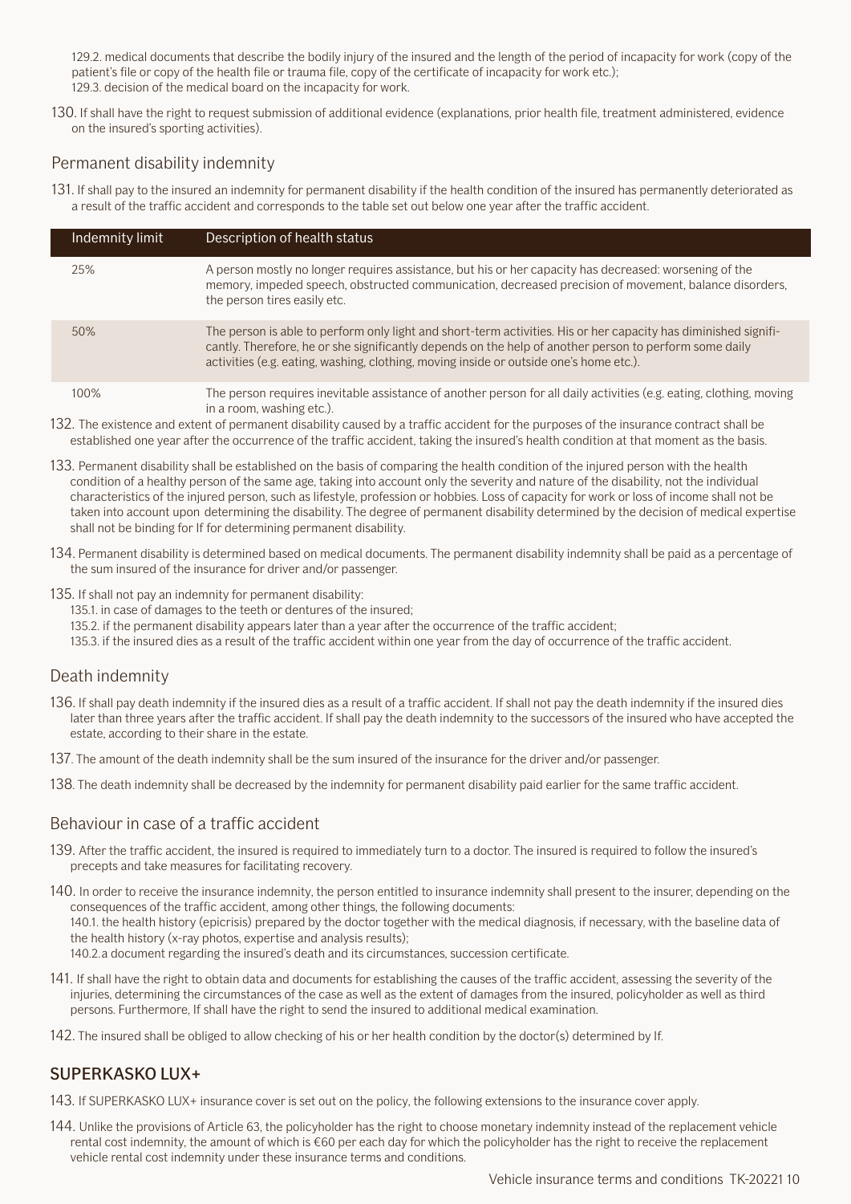129.2. medical documents that describe the bodily injury of the insured and the length of the period of incapacity for work (copy of the patient's file or copy of the health file or trauma file, copy of the certificate of incapacity for work etc.);
129.3. decision of the medical board on the incapacity for work.

130. If shall have the right to request submission of additional evidence (explanations, prior health file, treatment administered, evidence on the insured's sporting activities).

## Permanent disability indemnity

131. If shall pay to the insured an indemnity for permanent disability if the health condition of the insured has permanently deteriorated as a result of the traffic accident and corresponds to the table set out below one year after the traffic accident.

| Indemnity limit | Description of health status |
|---|---|
| 25% | A person mostly no longer requires assistance, but his or her capacity has decreased: worsening of the memory, impeded speech, obstructed communication, decreased precision of movement, balance disorders, the person tires easily etc. |
| 50% | The person is able to perform only light and short-term activities. His or her capacity has diminished significantly. Therefore, he or she significantly depends on the help of another person to perform some daily activities (e.g. eating, washing, clothing, moving inside or outside one's home etc.). |
| 100% | The person requires inevitable assistance of another person for all daily activities (e.g. eating, clothing, moving in a room, washing etc.). |

132. The existence and extent of permanent disability caused by a traffic accident for the purposes of the insurance contract shall be established one year after the occurrence of the traffic accident, taking the insured's health condition at that moment as the basis.

133. Permanent disability shall be established on the basis of comparing the health condition of the injured person with the health condition of a healthy person of the same age, taking into account only the severity and nature of the disability, not the individual characteristics of the injured person, such as lifestyle, profession or hobbies. Loss of capacity for work or loss of income shall not be taken into account upon determining the disability. The degree of permanent disability determined by the decision of medical expertise shall not be binding for If for determining permanent disability.

134. Permanent disability is determined based on medical documents. The permanent disability indemnity shall be paid as a percentage of the sum insured of the insurance for driver and/or passenger.

135. If shall not pay an indemnity for permanent disability:
135.1. in case of damages to the teeth or dentures of the insured;
135.2. if the permanent disability appears later than a year after the occurrence of the traffic accident;
135.3. if the insured dies as a result of the traffic accident within one year from the day of occurrence of the traffic accident.

## Death indemnity

136. If shall pay death indemnity if the insured dies as a result of a traffic accident. If shall not pay the death indemnity if the insured dies later than three years after the traffic accident. If shall pay the death indemnity to the successors of the insured who have accepted the estate, according to their share in the estate.

137. The amount of the death indemnity shall be the sum insured of the insurance for the driver and/or passenger.

138. The death indemnity shall be decreased by the indemnity for permanent disability paid earlier for the same traffic accident.

## Behaviour in case of a traffic accident

139. After the traffic accident, the insured is required to immediately turn to a doctor. The insured is required to follow the insured's precepts and take measures for facilitating recovery.

140. In order to receive the insurance indemnity, the person entitled to insurance indemnity shall present to the insurer, depending on the consequences of the traffic accident, among other things, the following documents:
140.1. the health history (epicrisis) prepared by the doctor together with the medical diagnosis, if necessary, with the baseline data of the health history (x-ray photos, expertise and analysis results);
140.2. a document regarding the insured's death and its circumstances, succession certificate.

141. If shall have the right to obtain data and documents for establishing the causes of the traffic accident, assessing the severity of the injuries, determining the circumstances of the case as well as the extent of damages from the insured, policyholder as well as third persons. Furthermore, If shall have the right to send the insured to additional medical examination.

142. The insured shall be obliged to allow checking of his or her health condition by the doctor(s) determined by If.

## SUPERKASKO LUX+

143. If SUPERKASKO LUX+ insurance cover is set out on the policy, the following extensions to the insurance cover apply.

144. Unlike the provisions of Article 63, the policyholder has the right to choose monetary indemnity instead of the replacement vehicle rental cost indemnity, the amount of which is €60 per each day for which the policyholder has the right to receive the replacement vehicle rental cost indemnity under these insurance terms and conditions.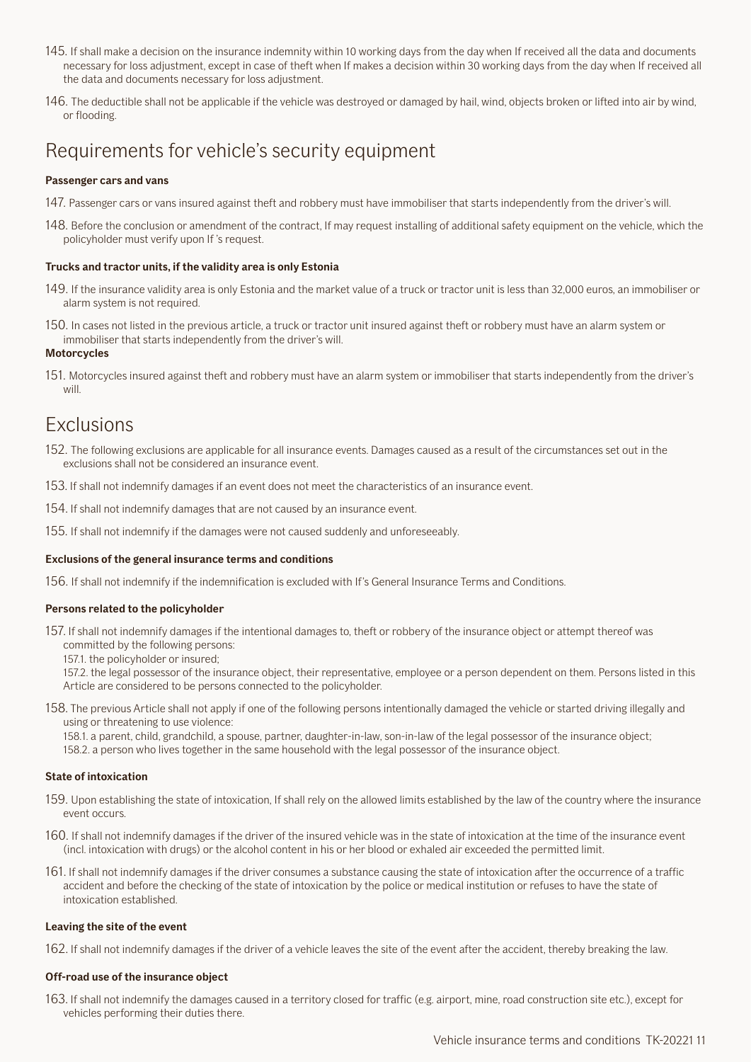145. If shall make a decision on the insurance indemnity within 10 working days from the day when If received all the data and documents necessary for loss adjustment, except in case of theft when If makes a decision within 30 working days from the day when If received all the data and documents necessary for loss adjustment.

146. The deductible shall not be applicable if the vehicle was destroyed or damaged by hail, wind, objects broken or lifted into air by wind, or flooding.

# Requirements for vehicle's security equipment

**Passenger cars and vans**

147. Passenger cars or vans insured against theft and robbery must have immobiliser that starts independently from the driver's will.

148. Before the conclusion or amendment of the contract, If may request installing of additional safety equipment on the vehicle, which the policyholder must verify upon If 's request.

**Trucks and tractor units, if the validity area is only Estonia**

149. If the insurance validity area is only Estonia and the market value of a truck or tractor unit is less than 32,000 euros, an immobiliser or alarm system is not required.

150. In cases not listed in the previous article, a truck or tractor unit insured against theft or robbery must have an alarm system or immobiliser that starts independently from the driver's will.

**Motorcycles**

151. Motorcycles insured against theft and robbery must have an alarm system or immobiliser that starts independently from the driver's will.

# Exclusions

152. The following exclusions are applicable for all insurance events. Damages caused as a result of the circumstances set out in the exclusions shall not be considered an insurance event.

153. If shall not indemnify damages if an event does not meet the characteristics of an insurance event.

154. If shall not indemnify damages that are not caused by an insurance event.

155. If shall not indemnify if the damages were not caused suddenly and unforeseeably.

**Exclusions of the general insurance terms and conditions**

156. If shall not indemnify if the indemnification is excluded with If's General Insurance Terms and Conditions.

**Persons related to the policyholder**

157. If shall not indemnify damages if the intentional damages to, theft or robbery of the insurance object or attempt thereof was committed by the following persons:
157.1. the policyholder or insured;
157.2. the legal possessor of the insurance object, their representative, employee or a person dependent on them. Persons listed in this Article are considered to be persons connected to the policyholder.

158. The previous Article shall not apply if one of the following persons intentionally damaged the vehicle or started driving illegally and using or threatening to use violence:
158.1. a parent, child, grandchild, a spouse, partner, daughter-in-law, son-in-law of the legal possessor of the insurance object;
158.2. a person who lives together in the same household with the legal possessor of the insurance object.

**State of intoxication**

159. Upon establishing the state of intoxication, If shall rely on the allowed limits established by the law of the country where the insurance event occurs.

160. If shall not indemnify damages if the driver of the insured vehicle was in the state of intoxication at the time of the insurance event (incl. intoxication with drugs) or the alcohol content in his or her blood or exhaled air exceeded the permitted limit.

161. If shall not indemnify damages if the driver consumes a substance causing the state of intoxication after the occurrence of a traffic accident and before the checking of the state of intoxication by the police or medical institution or refuses to have the state of intoxication established.

**Leaving the site of the event**

162. If shall not indemnify damages if the driver of a vehicle leaves the site of the event after the accident, thereby breaking the law.

**Off-road use of the insurance object**

163. If shall not indemnify the damages caused in a territory closed for traffic (e.g. airport, mine, road construction site etc.), except for vehicles performing their duties there.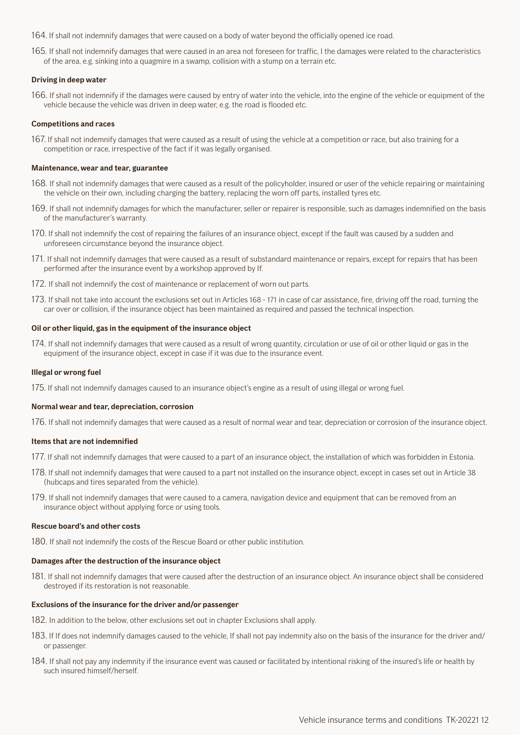164. If shall not indemnify damages that were caused on a body of water beyond the officially opened ice road.

165. If shall not indemnify damages that were caused in an area not foreseen for traffic, I the damages were related to the characteristics of the area, e.g. sinking into a quagmire in a swamp, collision with a stump on a terrain etc.

**Driving in deep water**

166. If shall not indemnify if the damages were caused by entry of water into the vehicle, into the engine of the vehicle or equipment of the vehicle because the vehicle was driven in deep water, e.g. the road is flooded etc.

**Competitions and races**

167. If shall not indemnify damages that were caused as a result of using the vehicle at a competition or race, but also training for a competition or race, irrespective of the fact if it was legally organised.

**Maintenance, wear and tear, guarantee**

168. If shall not indemnify damages that were caused as a result of the policyholder, insured or user of the vehicle repairing or maintaining the vehicle on their own, including charging the battery, replacing the worn off parts, installed tyres etc.

169. If shall not indemnify damages for which the manufacturer, seller or repairer is responsible, such as damages indemnified on the basis of the manufacturer's warranty.

170. If shall not indemnify the cost of repairing the failures of an insurance object, except if the fault was caused by a sudden and unforeseen circumstance beyond the insurance object.

171. If shall not indemnify damages that were caused as a result of substandard maintenance or repairs, except for repairs that has been performed after the insurance event by a workshop approved by If.

172. If shall not indemnify the cost of maintenance or replacement of worn out parts.

173. If shall not take into account the exclusions set out in Articles 168 - 171 in case of car assistance, fire, driving off the road, turning the car over or collision, if the insurance object has been maintained as required and passed the technical inspection.

**Oil or other liquid, gas in the equipment of the insurance object**

174. If shall not indemnify damages that were caused as a result of wrong quantity, circulation or use of oil or other liquid or gas in the equipment of the insurance object, except in case if it was due to the insurance event.

**Illegal or wrong fuel**

175. If shall not indemnify damages caused to an insurance object's engine as a result of using illegal or wrong fuel.

**Normal wear and tear, depreciation, corrosion**

176. If shall not indemnify damages that were caused as a result of normal wear and tear, depreciation or corrosion of the insurance object.

**Items that are not indemnified**

177. If shall not indemnify damages that were caused to a part of an insurance object, the installation of which was forbidden in Estonia.

178. If shall not indemnify damages that were caused to a part not installed on the insurance object, except in cases set out in Article 38 (hubcaps and tires separated from the vehicle).

179. If shall not indemnify damages that were caused to a camera, navigation device and equipment that can be removed from an insurance object without applying force or using tools.

**Rescue board's and other costs**

180. If shall not indemnify the costs of the Rescue Board or other public institution.

**Damages after the destruction of the insurance object**

181. If shall not indemnify damages that were caused after the destruction of an insurance object. An insurance object shall be considered destroyed if its restoration is not reasonable.

**Exclusions of the insurance for the driver and/or passenger**

182. In addition to the below, other exclusions set out in chapter Exclusions shall apply.

183. If If does not indemnify damages caused to the vehicle, If shall not pay indemnity also on the basis of the insurance for the driver and/or passenger.

184. If shall not pay any indemnity if the insurance event was caused or facilitated by intentional risking of the insured's life or health by such insured himself/herself.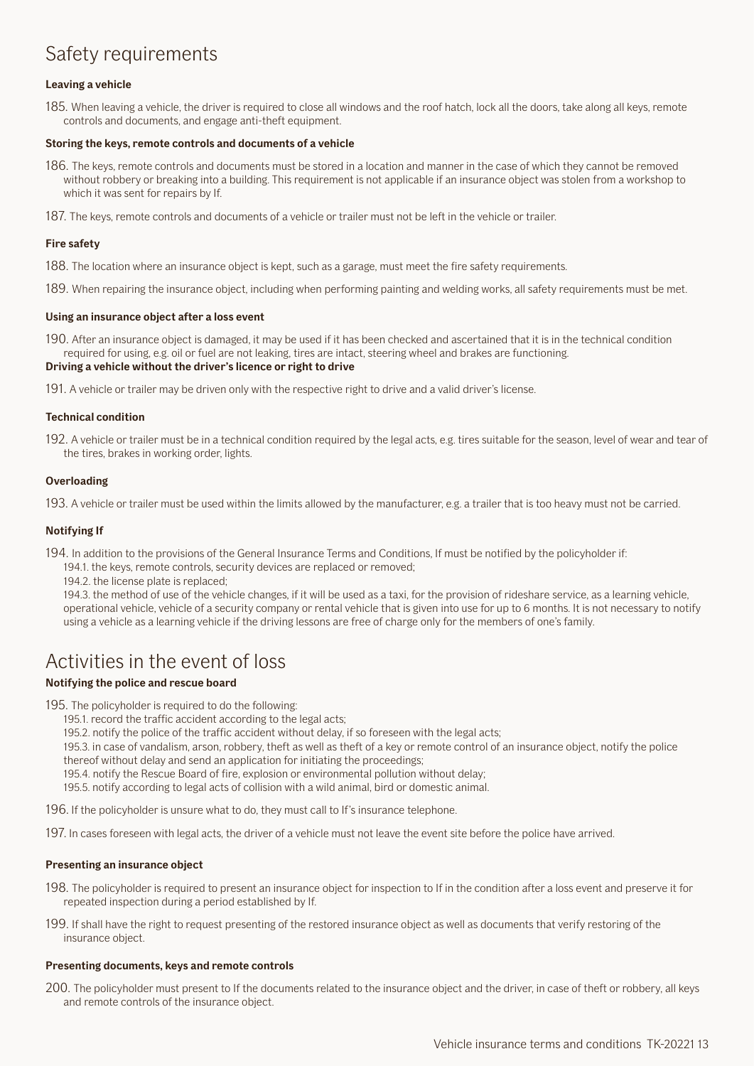## Safety requirements

### Leaving a vehicle

185. When leaving a vehicle, the driver is required to close all windows and the roof hatch, lock all the doors, take along all keys, remote controls and documents, and engage anti-theft equipment.

### Storing the keys, remote controls and documents of a vehicle

186. The keys, remote controls and documents must be stored in a location and manner in the case of which they cannot be removed without robbery or breaking into a building. This requirement is not applicable if an insurance object was stolen from a workshop to which it was sent for repairs by If.

187. The keys, remote controls and documents of a vehicle or trailer must not be left in the vehicle or trailer.

### Fire safety

188. The location where an insurance object is kept, such as a garage, must meet the fire safety requirements.

189. When repairing the insurance object, including when performing painting and welding works, all safety requirements must be met.

### Using an insurance object after a loss event

190. After an insurance object is damaged, it may be used if it has been checked and ascertained that it is in the technical condition required for using, e.g. oil or fuel are not leaking, tires are intact, steering wheel and brakes are functioning.

### Driving a vehicle without the driver's licence or right to drive

191. A vehicle or trailer may be driven only with the respective right to drive and a valid driver's license.

### Technical condition

192. A vehicle or trailer must be in a technical condition required by the legal acts, e.g. tires suitable for the season, level of wear and tear of the tires, brakes in working order, lights.

### Overloading

193. A vehicle or trailer must be used within the limits allowed by the manufacturer, e.g. a trailer that is too heavy must not be carried.

### Notifying If

194. In addition to the provisions of the General Insurance Terms and Conditions, If must be notified by the policyholder if:
  194.1. the keys, remote controls, security devices are replaced or removed;
  194.2. the license plate is replaced;
  194.3. the method of use of the vehicle changes, if it will be used as a taxi, for the provision of rideshare service, as a learning vehicle, operational vehicle, vehicle of a security company or rental vehicle that is given into use for up to 6 months. It is not necessary to notify using a vehicle as a learning vehicle if the driving lessons are free of charge only for the members of one's family.

## Activities in the event of loss

### Notifying the police and rescue board

195. The policyholder is required to do the following:
  195.1. record the traffic accident according to the legal acts;
  195.2. notify the police of the traffic accident without delay, if so foreseen with the legal acts;
  195.3. in case of vandalism, arson, robbery, theft as well as theft of a key or remote control of an insurance object, notify the police thereof without delay and send an application for initiating the proceedings;
  195.4. notify the Rescue Board of fire, explosion or environmental pollution without delay;
  195.5. notify according to legal acts of collision with a wild animal, bird or domestic animal.

196. If the policyholder is unsure what to do, they must call to If's insurance telephone.

197. In cases foreseen with legal acts, the driver of a vehicle must not leave the event site before the police have arrived.

### Presenting an insurance object

198. The policyholder is required to present an insurance object for inspection to If in the condition after a loss event and preserve it for repeated inspection during a period established by If.

199. If shall have the right to request presenting of the restored insurance object as well as documents that verify restoring of the insurance object.

### Presenting documents, keys and remote controls

200. The policyholder must present to If the documents related to the insurance object and the driver, in case of theft or robbery, all keys and remote controls of the insurance object.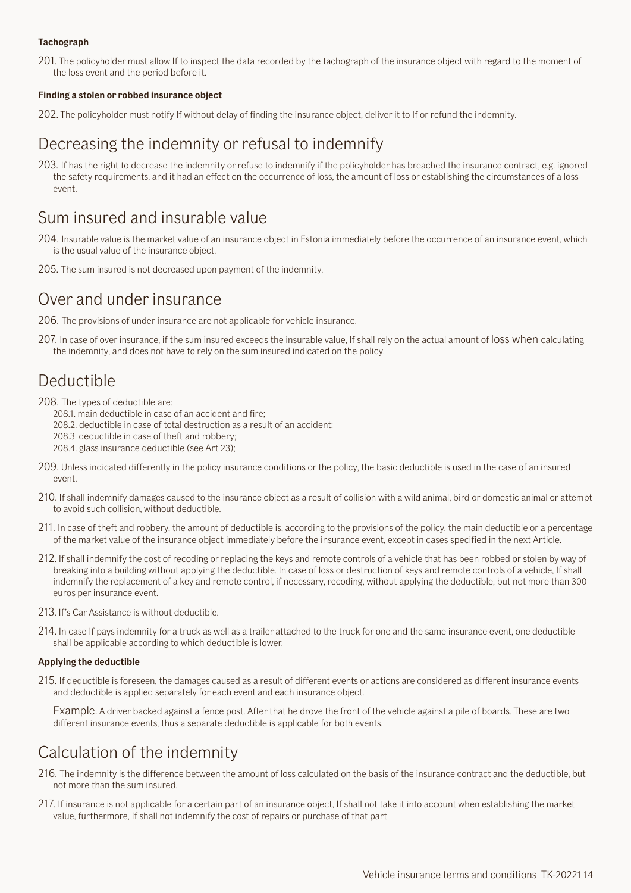#### Tachograph

201. The policyholder must allow If to inspect the data recorded by the tachograph of the insurance object with regard to the moment of the loss event and the period before it.

#### Finding a stolen or robbed insurance object

202. The policyholder must notify If without delay of finding the insurance object, deliver it to If or refund the indemnity.

## Decreasing the indemnity or refusal to indemnify

203. If has the right to decrease the indemnity or refuse to indemnify if the policyholder has breached the insurance contract, e.g. ignored the safety requirements, and it had an effect on the occurrence of loss, the amount of loss or establishing the circumstances of a loss event.

## Sum insured and insurable value

204. Insurable value is the market value of an insurance object in Estonia immediately before the occurrence of an insurance event, which is the usual value of the insurance object.

205. The sum insured is not decreased upon payment of the indemnity.

## Over and under insurance

206. The provisions of under insurance are not applicable for vehicle insurance.

207. In case of over insurance, if the sum insured exceeds the insurable value, If shall rely on the actual amount of loss when calculating the indemnity, and does not have to rely on the sum insured indicated on the policy.

## Deductible

208. The types of deductible are:
   208.1. main deductible in case of an accident and fire;
   208.2. deductible in case of total destruction as a result of an accident;
   208.3. deductible in case of theft and robbery;
   208.4. glass insurance deductible (see Art 23);

209. Unless indicated differently in the policy insurance conditions or the policy, the basic deductible is used in the case of an insured event.

210. If shall indemnify damages caused to the insurance object as a result of collision with a wild animal, bird or domestic animal or attempt to avoid such collision, without deductible.

211. In case of theft and robbery, the amount of deductible is, according to the provisions of the policy, the main deductible or a percentage of the market value of the insurance object immediately before the insurance event, except in cases specified in the next Article.

212. If shall indemnify the cost of recoding or replacing the keys and remote controls of a vehicle that has been robbed or stolen by way of breaking into a building without applying the deductible. In case of loss or destruction of keys and remote controls of a vehicle, If shall indemnify the replacement of a key and remote control, if necessary, recoding, without applying the deductible, but not more than 300 euros per insurance event.

213. If's Car Assistance is without deductible.

214. In case If pays indemnity for a truck as well as a trailer attached to the truck for one and the same insurance event, one deductible shall be applicable according to which deductible is lower.

#### Applying the deductible

215. If deductible is foreseen, the damages caused as a result of different events or actions are considered as different insurance events and deductible is applied separately for each event and each insurance object.

   Example. A driver backed against a fence post. After that he drove the front of the vehicle against a pile of boards. These are two different insurance events, thus a separate deductible is applicable for both events.

## Calculation of the indemnity

216. The indemnity is the difference between the amount of loss calculated on the basis of the insurance contract and the deductible, but not more than the sum insured.

217. If insurance is not applicable for a certain part of an insurance object, If shall not take it into account when establishing the market value, furthermore, If shall not indemnify the cost of repairs or purchase of that part.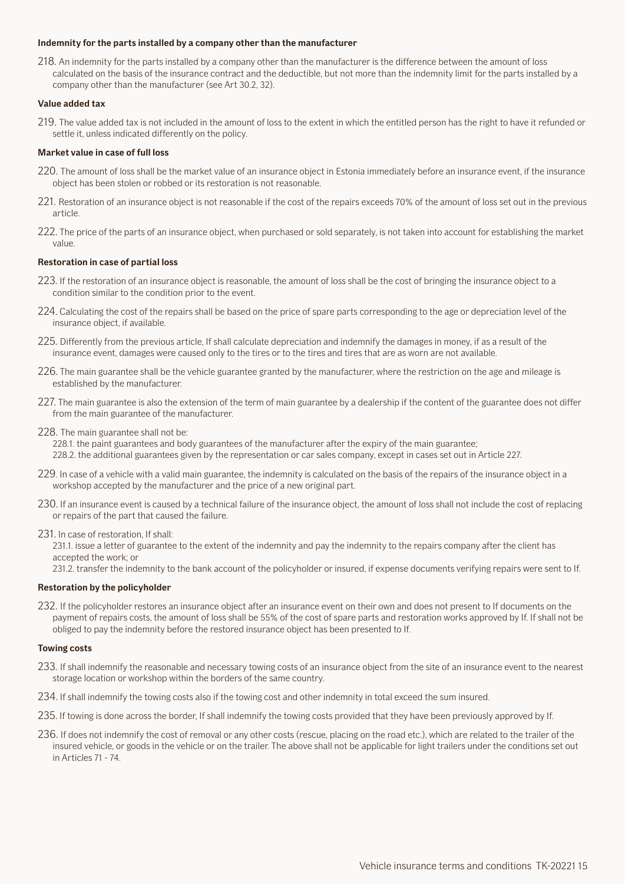#### Indemnity for the parts installed by a company other than the manufacturer

218. An indemnity for the parts installed by a company other than the manufacturer is the difference between the amount of loss calculated on the basis of the insurance contract and the deductible, but not more than the indemnity limit for the parts installed by a company other than the manufacturer (see Art 30.2, 32).

#### Value added tax

219. The value added tax is not included in the amount of loss to the extent in which the entitled person has the right to have it refunded or settle it, unless indicated differently on the policy.

#### Market value in case of full loss

220. The amount of loss shall be the market value of an insurance object in Estonia immediately before an insurance event, if the insurance object has been stolen or robbed or its restoration is not reasonable.

221. Restoration of an insurance object is not reasonable if the cost of the repairs exceeds 70% of the amount of loss set out in the previous article.

222. The price of the parts of an insurance object, when purchased or sold separately, is not taken into account for establishing the market value.

#### Restoration in case of partial loss

223. If the restoration of an insurance object is reasonable, the amount of loss shall be the cost of bringing the insurance object to a condition similar to the condition prior to the event.

224. Calculating the cost of the repairs shall be based on the price of spare parts corresponding to the age or depreciation level of the insurance object, if available.

225. Differently from the previous article, If shall calculate depreciation and indemnify the damages in money, if as a result of the insurance event, damages were caused only to the tires or to the tires and tires that are as worn are not available.

226. The main guarantee shall be the vehicle guarantee granted by the manufacturer, where the restriction on the age and mileage is established by the manufacturer.

227. The main guarantee is also the extension of the term of main guarantee by a dealership if the content of the guarantee does not differ from the main guarantee of the manufacturer.

228. The main guarantee shall not be:
228.1. the paint guarantees and body guarantees of the manufacturer after the expiry of the main guarantee;
228.2. the additional guarantees given by the representation or car sales company, except in cases set out in Article 227.

229. In case of a vehicle with a valid main guarantee, the indemnity is calculated on the basis of the repairs of the insurance object in a workshop accepted by the manufacturer and the price of a new original part.

230. If an insurance event is caused by a technical failure of the insurance object, the amount of loss shall not include the cost of replacing or repairs of the part that caused the failure.

231. In case of restoration, If shall:
231.1. issue a letter of guarantee to the extent of the indemnity and pay the indemnity to the repairs company after the client has accepted the work; or
231.2. transfer the indemnity to the bank account of the policyholder or insured, if expense documents verifying repairs were sent to If.

#### Restoration by the policyholder

232. If the policyholder restores an insurance object after an insurance event on their own and does not present to If documents on the payment of repairs costs, the amount of loss shall be 55% of the cost of spare parts and restoration works approved by If. If shall not be obliged to pay the indemnity before the restored insurance object has been presented to If.

#### Towing costs

233. If shall indemnify the reasonable and necessary towing costs of an insurance object from the site of an insurance event to the nearest storage location or workshop within the borders of the same country.

234. If shall indemnify the towing costs also if the towing cost and other indemnity in total exceed the sum insured.

235. If towing is done across the border, If shall indemnify the towing costs provided that they have been previously approved by If.

236. If does not indemnify the cost of removal or any other costs (rescue, placing on the road etc.), which are related to the trailer of the insured vehicle, or goods in the vehicle or on the trailer. The above shall not be applicable for light trailers under the conditions set out in Articles 71 - 74.